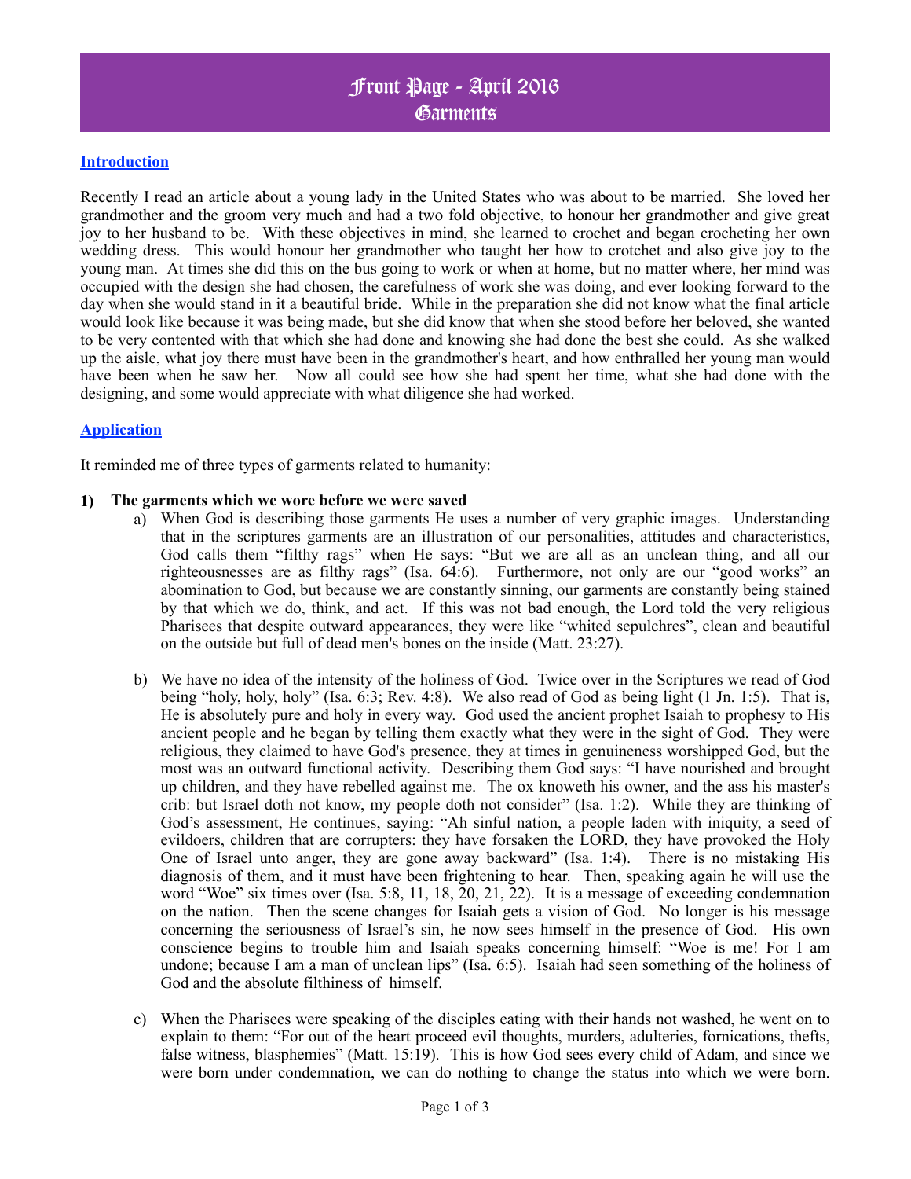# Front Page - April 2016
# Garments

## Introduction

Recently I read an article about a young lady in the United States who was about to be married. She loved her grandmother and the groom very much and had a two fold objective, to honour her grandmother and give great joy to her husband to be. With these objectives in mind, she learned to crochet and began crocheting her own wedding dress. This would honour her grandmother who taught her how to crotchet and also give joy to the young man. At times she did this on the bus going to work or when at home, but no matter where, her mind was occupied with the design she had chosen, the carefulness of work she was doing, and ever looking forward to the day when she would stand in it a beautiful bride. While in the preparation she did not know what the final article would look like because it was being made, but she did know that when she stood before her beloved, she wanted to be very contented with that which she had done and knowing she had done the best she could. As she walked up the aisle, what joy there must have been in the grandmother's heart, and how enthralled her young man would have been when he saw her. Now all could see how she had spent her time, what she had done with the designing, and some would appreciate with what diligence she had worked.

## Application

It reminded me of three types of garments related to humanity:

1) **The garments which we wore before we were saved**
   a) When God is describing those garments He uses a number of very graphic images. Understanding that in the scriptures garments are an illustration of our personalities, attitudes and characteristics, God calls them "filthy rags" when He says: "But we are all as an unclean thing, and all our righteousnesses are as filthy rags" (Isa. 64:6). Furthermore, not only are our "good works" an abomination to God, but because we are constantly sinning, our garments are constantly being stained by that which we do, think, and act. If this was not bad enough, the Lord told the very religious Pharisees that despite outward appearances, they were like "whited sepulchres", clean and beautiful on the outside but full of dead men's bones on the inside (Matt. 23:27).

   b) We have no idea of the intensity of the holiness of God. Twice over in the Scriptures we read of God being "holy, holy, holy" (Isa. 6:3; Rev. 4:8). We also read of God as being light (1 Jn. 1:5). That is, He is absolutely pure and holy in every way. God used the ancient prophet Isaiah to prophesy to His ancient people and he began by telling them exactly what they were in the sight of God. They were religious, they claimed to have God's presence, they at times in genuineness worshipped God, but the most was an outward functional activity. Describing them God says: "I have nourished and brought up children, and they have rebelled against me. The ox knoweth his owner, and the ass his master's crib: but Israel doth not know, my people doth not consider" (Isa. 1:2). While they are thinking of God's assessment, He continues, saying: "Ah sinful nation, a people laden with iniquity, a seed of evildoers, children that are corrupters: they have forsaken the LORD, they have provoked the Holy One of Israel unto anger, they are gone away backward" (Isa. 1:4). There is no mistaking His diagnosis of them, and it must have been frightening to hear. Then, speaking again he will use the word "Woe" six times over (Isa. 5:8, 11, 18, 20, 21, 22). It is a message of exceeding condemnation on the nation. Then the scene changes for Isaiah gets a vision of God. No longer is his message concerning the seriousness of Israel's sin, he now sees himself in the presence of God. His own conscience begins to trouble him and Isaiah speaks concerning himself: "Woe is me! For I am undone; because I am a man of unclean lips" (Isa. 6:5). Isaiah had seen something of the holiness of God and the absolute filthiness of himself.

   c) When the Pharisees were speaking of the disciples eating with their hands not washed, he went on to explain to them: "For out of the heart proceed evil thoughts, murders, adulteries, fornications, thefts, false witness, blasphemies" (Matt. 15:19). This is how God sees every child of Adam, and since we were born under condemnation, we can do nothing to change the status into which we were born.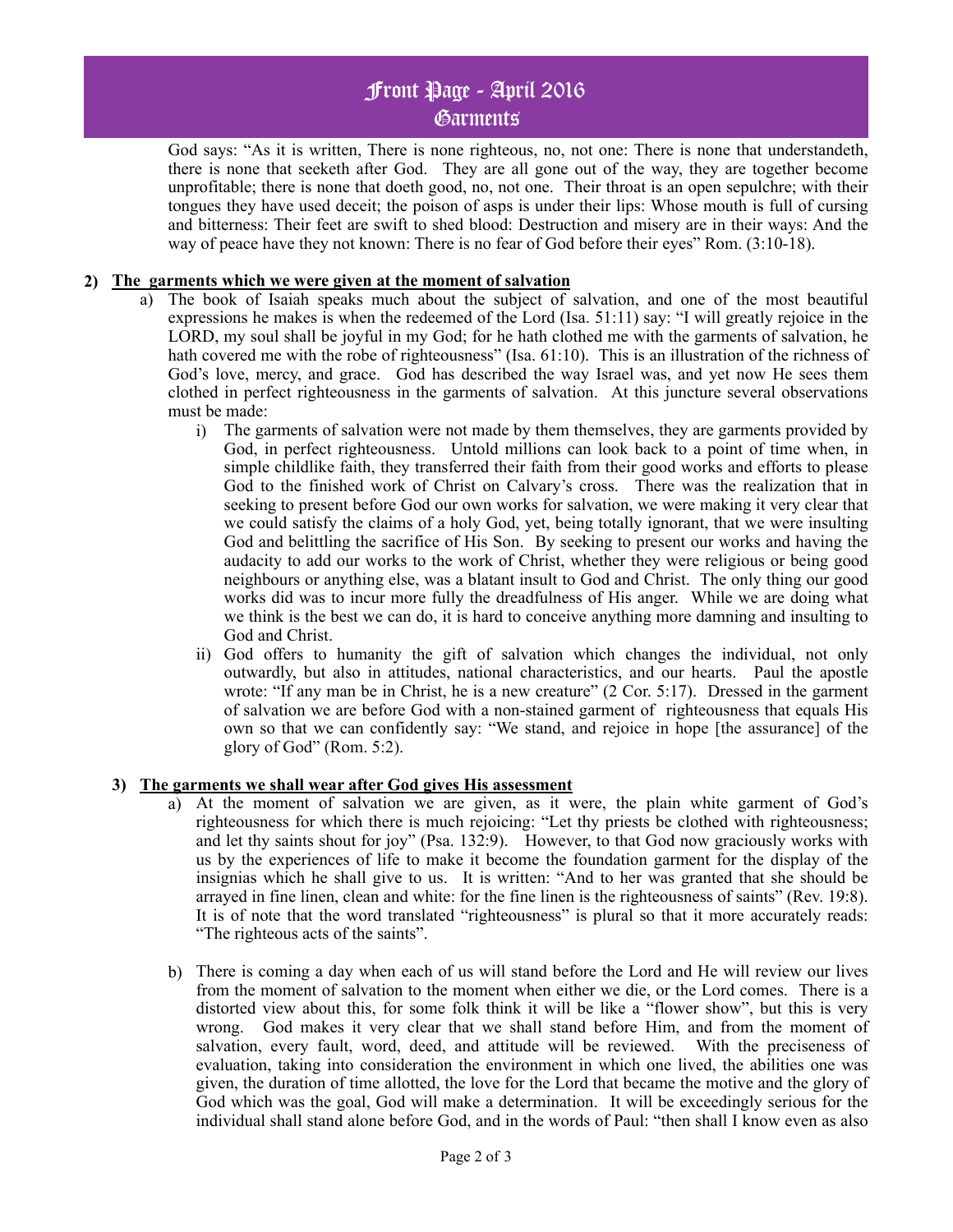God says: "As it is written, There is none righteous, no, not one: There is none that understandeth, there is none that seeketh after God. They are all gone out of the way, they are together become unprofitable; there is none that doeth good, no, not one. Their throat is an open sepulchre; with their tongues they have used deceit; the poison of asps is under their lips: Whose mouth is full of cursing and bitterness: Their feet are swift to shed blood: Destruction and misery are in their ways: And the way of peace have they not known: There is no fear of God before their eyes" Rom. (3:10-18).

## 2) The garments which we were given at the moment of salvation

a) The book of Isaiah speaks much about the subject of salvation, and one of the most beautiful expressions he makes is when the redeemed of the Lord (Isa. 51:11) say: "I will greatly rejoice in the LORD, my soul shall be joyful in my God; for he hath clothed me with the garments of salvation, he hath covered me with the robe of righteousness" (Isa. 61:10). This is an illustration of the richness of God's love, mercy, and grace. God has described the way Israel was, and yet now He sees them clothed in perfect righteousness in the garments of salvation. At this juncture several observations must be made:

i) The garments of salvation were not made by them themselves, they are garments provided by God, in perfect righteousness. Untold millions can look back to a point of time when, in simple childlike faith, they transferred their faith from their good works and efforts to please God to the finished work of Christ on Calvary's cross. There was the realization that in seeking to present before God our own works for salvation, we were making it very clear that we could satisfy the claims of a holy God, yet, being totally ignorant, that we were insulting God and belittling the sacrifice of His Son. By seeking to present our works and having the audacity to add our works to the work of Christ, whether they were religious or being good neighbours or anything else, was a blatant insult to God and Christ. The only thing our good works did was to incur more fully the dreadfulness of His anger. While we are doing what we think is the best we can do, it is hard to conceive anything more damning and insulting to God and Christ.

ii) God offers to humanity the gift of salvation which changes the individual, not only outwardly, but also in attitudes, national characteristics, and our hearts. Paul the apostle wrote: "If any man be in Christ, he is a new creature" (2 Cor. 5:17). Dressed in the garment of salvation we are before God with a non-stained garment of righteousness that equals His own so that we can confidently say: "We stand, and rejoice in hope [the assurance] of the glory of God" (Rom. 5:2).

## 3) The garments we shall wear after God gives His assessment

a) At the moment of salvation we are given, as it were, the plain white garment of God's righteousness for which there is much rejoicing: "Let thy priests be clothed with righteousness; and let thy saints shout for joy" (Psa. 132:9). However, to that God now graciously works with us by the experiences of life to make it become the foundation garment for the display of the insignias which he shall give to us. It is written: "And to her was granted that she should be arrayed in fine linen, clean and white: for the fine linen is the righteousness of saints" (Rev. 19:8). It is of note that the word translated "righteousness" is plural so that it more accurately reads: "The righteous acts of the saints".

b) There is coming a day when each of us will stand before the Lord and He will review our lives from the moment of salvation to the moment when either we die, or the Lord comes. There is a distorted view about this, for some folk think it will be like a "flower show", but this is very wrong. God makes it very clear that we shall stand before Him, and from the moment of salvation, every fault, word, deed, and attitude will be reviewed. With the preciseness of evaluation, taking into consideration the environment in which one lived, the abilities one was given, the duration of time allotted, the love for the Lord that became the motive and the glory of God which was the goal, God will make a determination. It will be exceedingly serious for the individual shall stand alone before God, and in the words of Paul: "then shall I know even as also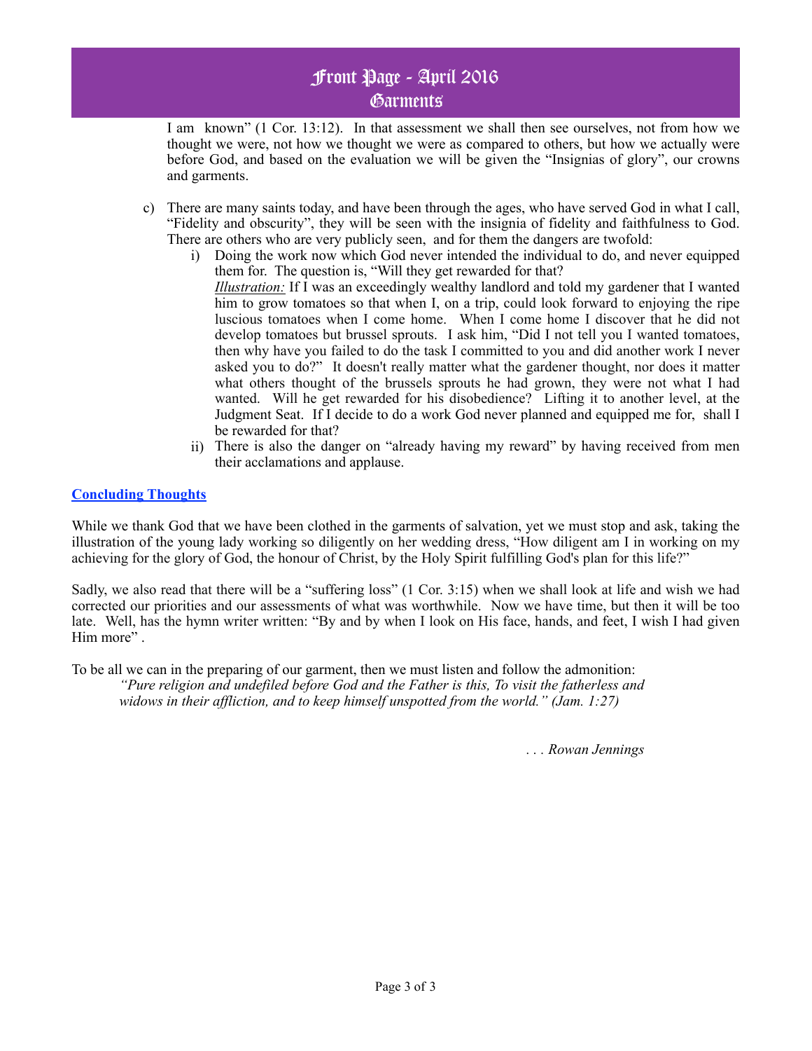I am known" (1 Cor. 13:12). In that assessment we shall then see ourselves, not from how we thought we were, not how we thought we were as compared to others, but how we actually were before God, and based on the evaluation we will be given the "Insignias of glory", our crowns and garments.

c) There are many saints today, and have been through the ages, who have served God in what I call, "Fidelity and obscurity", they will be seen with the insignia of fidelity and faithfulness to God. There are others who are very publicly seen, and for them the dangers are twofold:
   i) Doing the work now which God never intended the individual to do, and never equipped them for. The question is, "Will they get rewarded for that?
      *Illustration:* If I was an exceedingly wealthy landlord and told my gardener that I wanted him to grow tomatoes so that when I, on a trip, could look forward to enjoying the ripe luscious tomatoes when I come home. When I come home I discover that he did not develop tomatoes but brussel sprouts. I ask him, "Did I not tell you I wanted tomatoes, then why have you failed to do the task I committed to you and did another work I never asked you to do?" It doesn't really matter what the gardener thought, nor does it matter what others thought of the brussels sprouts he had grown, they were not what I had wanted. Will he get rewarded for his disobedience? Lifting it to another level, at the Judgment Seat. If I decide to do a work God never planned and equipped me for, shall I be rewarded for that?
   ii) There is also the danger on "already having my reward" by having received from men their acclamations and applause.

**Concluding Thoughts**

While we thank God that we have been clothed in the garments of salvation, yet we must stop and ask, taking the illustration of the young lady working so diligently on her wedding dress, "How diligent am I in working on my achieving for the glory of God, the honour of Christ, by the Holy Spirit fulfilling God's plan for this life?"

Sadly, we also read that there will be a "suffering loss" (1 Cor. 3:15) when we shall look at life and wish we had corrected our priorities and our assessments of what was worthwhile. Now we have time, but then it will be too late. Well, has the hymn writer written: "By and by when I look on His face, hands, and feet, I wish I had given Him more" .

To be all we can in the preparing of our garment, then we must listen and follow the admonition:

> *"Pure religion and undefiled before God and the Father is this, To visit the fatherless and widows in their affliction, and to keep himself unspotted from the world." (Jam. 1:27)*

*. . . Rowan Jennings*